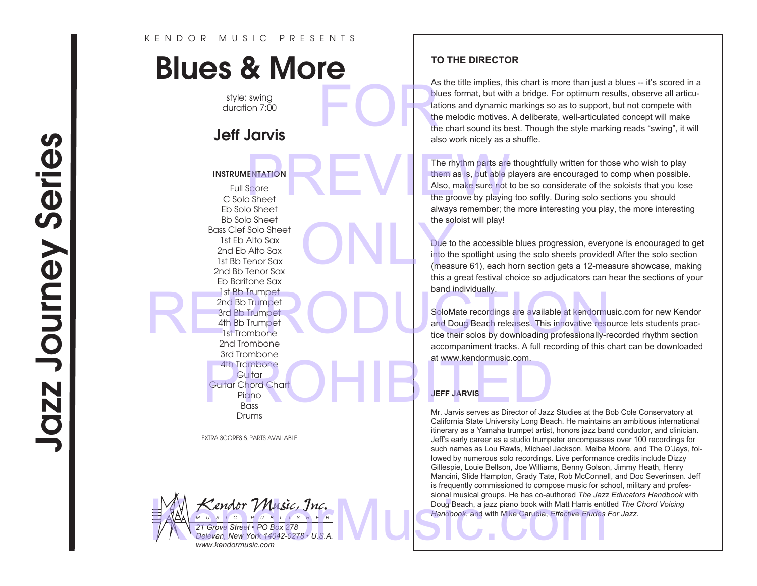Jazz Journey Series

KENDOR MUSIC PRESENTS

# Blues & More

style: swing
duration 7:00

## Jeff Jarvis

**INSTRUMENTATION**

Full Score
C Solo Sheet
Eb Solo Sheet
Bb Solo Sheet
Bass Clef Solo Sheet
1st Eb Alto Sax
2nd Eb Alto Sax
1st Bb Tenor Sax
2nd Bb Tenor Sax
Eb Baritone Sax
1st Bb Trumpet
2nd Bb Trumpet
3rd Bb Trumpet
4th Bb Trumpet
1st Trombone
2nd Trombone
3rd Trombone
4th Trombone
Guitar
Guitar Chord Chart
Piano
Bass
Drums

EXTRA SCORES & PARTS AVAILABLE

Kendor Music, Inc.
MUSIC PUBLISHER
*21 Grove Street • PO Box 278*
*Delevan, New York 14042-0278 • U.S.A.*
*www.kendormusic.com*

FOR PREVIEW ONLY REPRODUCTION PROHIBITED KendorMusic.com

### TO THE DIRECTOR

As the title implies, this chart is more than just a blues -- it's scored in a blues format, but with a bridge. For optimum results, observe all articulations and dynamic markings so as to support, but not compete with the melodic motives. A deliberate, well-articulated concept will make the chart sound its best. Though the style marking reads "swing", it will also work nicely as a shuffle.

The rhythm parts are thoughtfully written for those who wish to play them as is, but able players are encouraged to comp when possible. Also, make sure not to be so considerate of the soloists that you lose the groove by playing too softly. During solo sections you should always remember; the more interesting you play, the more interesting the soloist will play!

Due to the accessible blues progression, everyone is encouraged to get into the spotlight using the solo sheets provided! After the solo section (measure 61), each horn section gets a 12-measure showcase, making this a great festival choice so adjudicators can hear the sections of your band individually.

SoloMate recordings are available at kendormusic.com for new Kendor and Doug Beach releases. This innovative resource lets students practice their solos by downloading professionally-recorded rhythm section accompaniment tracks. A full recording of this chart can be downloaded at www.kendormusic.com.

### JEFF JARVIS

Mr. Jarvis serves as Director of Jazz Studies at the Bob Cole Conservatory at California State University Long Beach. He maintains an ambitious international itinerary as a Yamaha trumpet artist, honors jazz band conductor, and clinician. Jeff's early career as a studio trumpeter encompasses over 100 recordings for such names as Lou Rawls, Michael Jackson, Melba Moore, and The O'Jays, followed by numerous solo recordings. Live performance credits include Dizzy Gillespie, Louie Bellson, Joe Williams, Benny Golson, Jimmy Heath, Henry Mancini, Slide Hampton, Grady Tate, Rob McConnell, and Doc Severinsen. Jeff is frequently commissioned to compose music for school, military and professional musical groups. He has co-authored *The Jazz Educators Handbook* with Doug Beach, a jazz piano book with Matt Harris entitled *The Chord Voicing Handbook*, and with Mike Carubia, *Effective Etudes For Jazz*.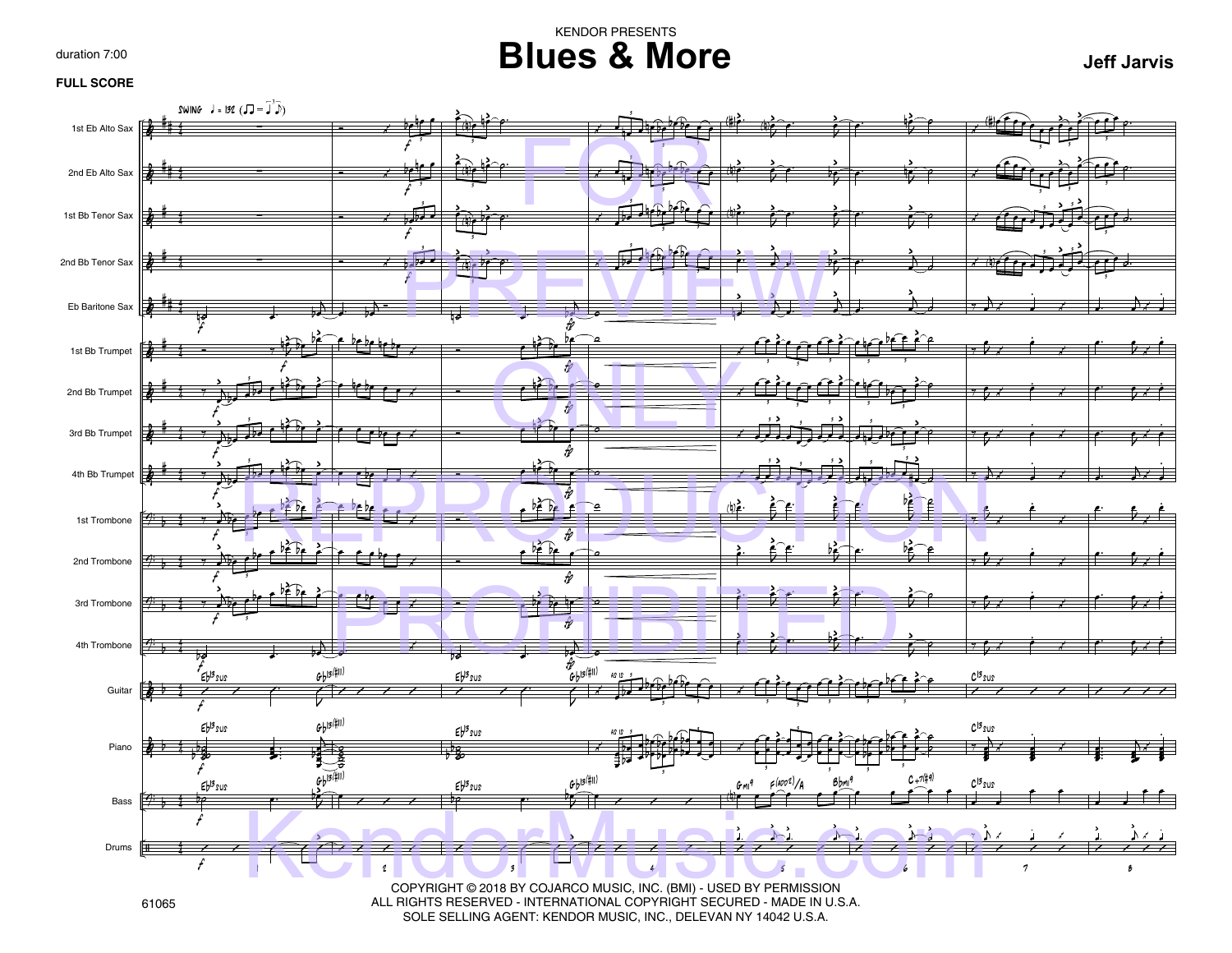KENDOR PRESENTS

# Blues & More

duration 7:00

**FULL SCORE**

**Jeff Jarvis**

SWING ♩ = 132

1st Eb Alto Sax

2nd Eb Alto Sax

1st Bb Tenor Sax

2nd Bb Tenor Sax

Eb Baritone Sax

1st Bb Trumpet

2nd Bb Trumpet

3rd Bb Trumpet

4th Bb Trumpet

1st Trombone

2nd Trombone

3rd Trombone

4th Trombone

Guitar

Piano

Bass

Drums

FOR PREVIEW ONLY

REPRODUCTION PROHIBITED

KendorMusic.com

COPYRIGHT © 2018 BY COJARCO MUSIC, INC. (BMI) - USED BY PERMISSION
ALL RIGHTS RESERVED - INTERNATIONAL COPYRIGHT SECURED - MADE IN U.S.A.
SOLE SELLING AGENT: KENDOR MUSIC, INC., DELEVAN NY 14042 U.S.A.

61065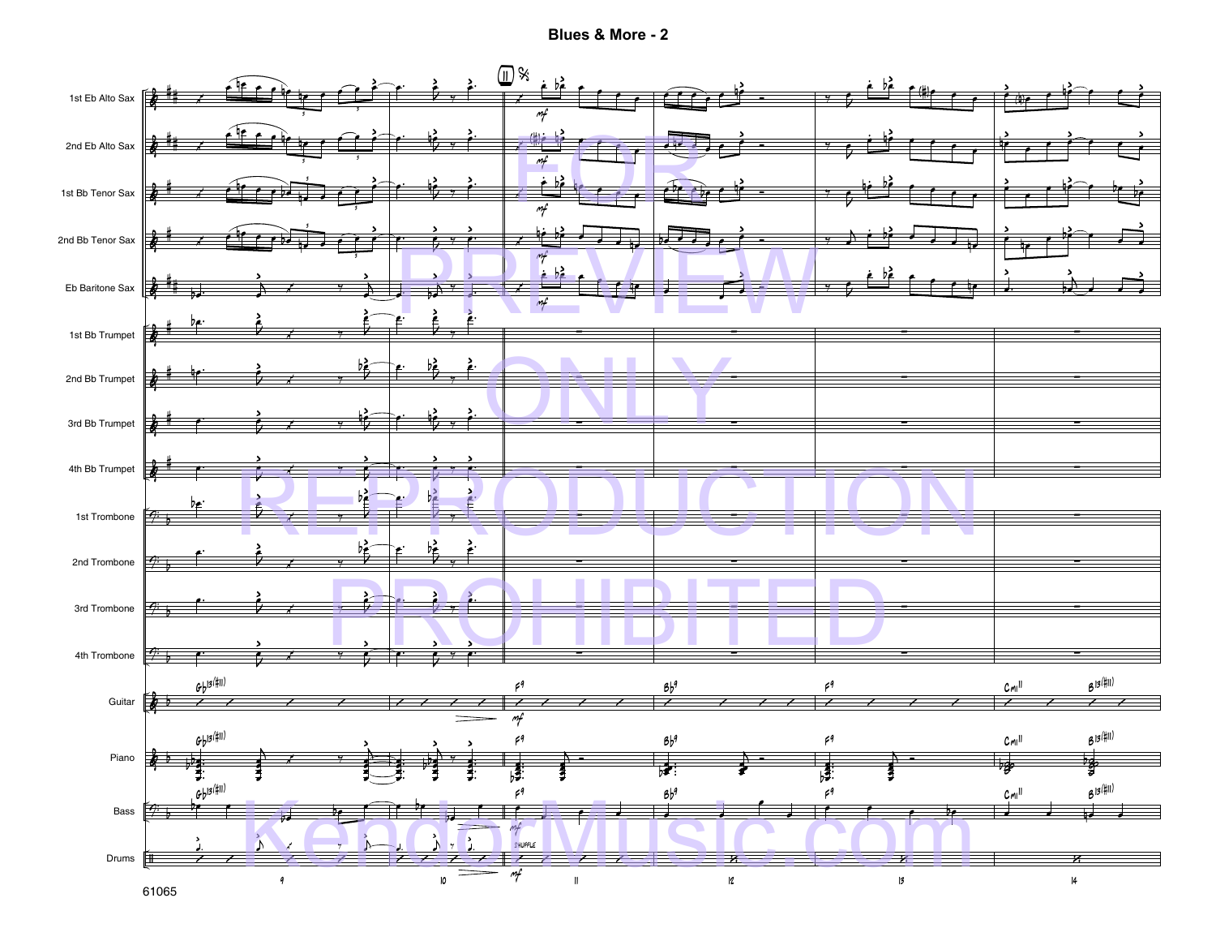# Blues & More - 2

1st Eb Alto Sax

2nd Eb Alto Sax

1st Bb Tenor Sax

2nd Bb Tenor Sax

Eb Baritone Sax

1st Bb Trumpet

2nd Bb Trumpet

3rd Bb Trumpet

4th Bb Trumpet

1st Trombone

2nd Trombone

3rd Trombone

4th Trombone

Guitar

Piano

Bass

Drums

FOR PREVIEW ONLY

REPRODUCTION PROHIBITED

KendorMusic.com

61065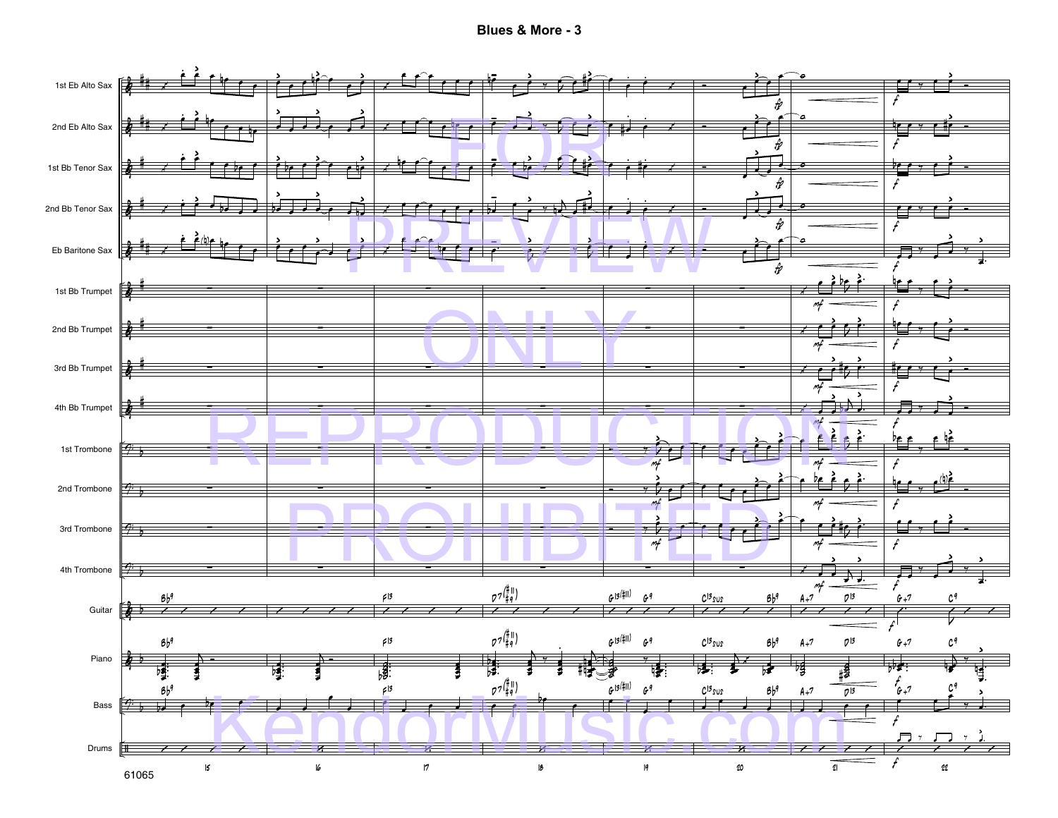Blues & More - 3

1st Eb Alto Sax

2nd Eb Alto Sax

1st Bb Tenor Sax

2nd Bb Tenor Sax

Eb Baritone Sax

1st Bb Trumpet

2nd Bb Trumpet

3rd Bb Trumpet

4th Bb Trumpet

1st Trombone

2nd Trombone

3rd Trombone

4th Trombone

Guitar

Piano

Bass

Drums

Bb9 F13 D7(#11 #9) G13(#11) G9 C13sus Bb9 A+7 D13 G+7 C9

15 16 17 18 19 20 21 22

FOR PREVIEW ONLY REPRODUCTION PROHIBITED

KendorMusic.com

61065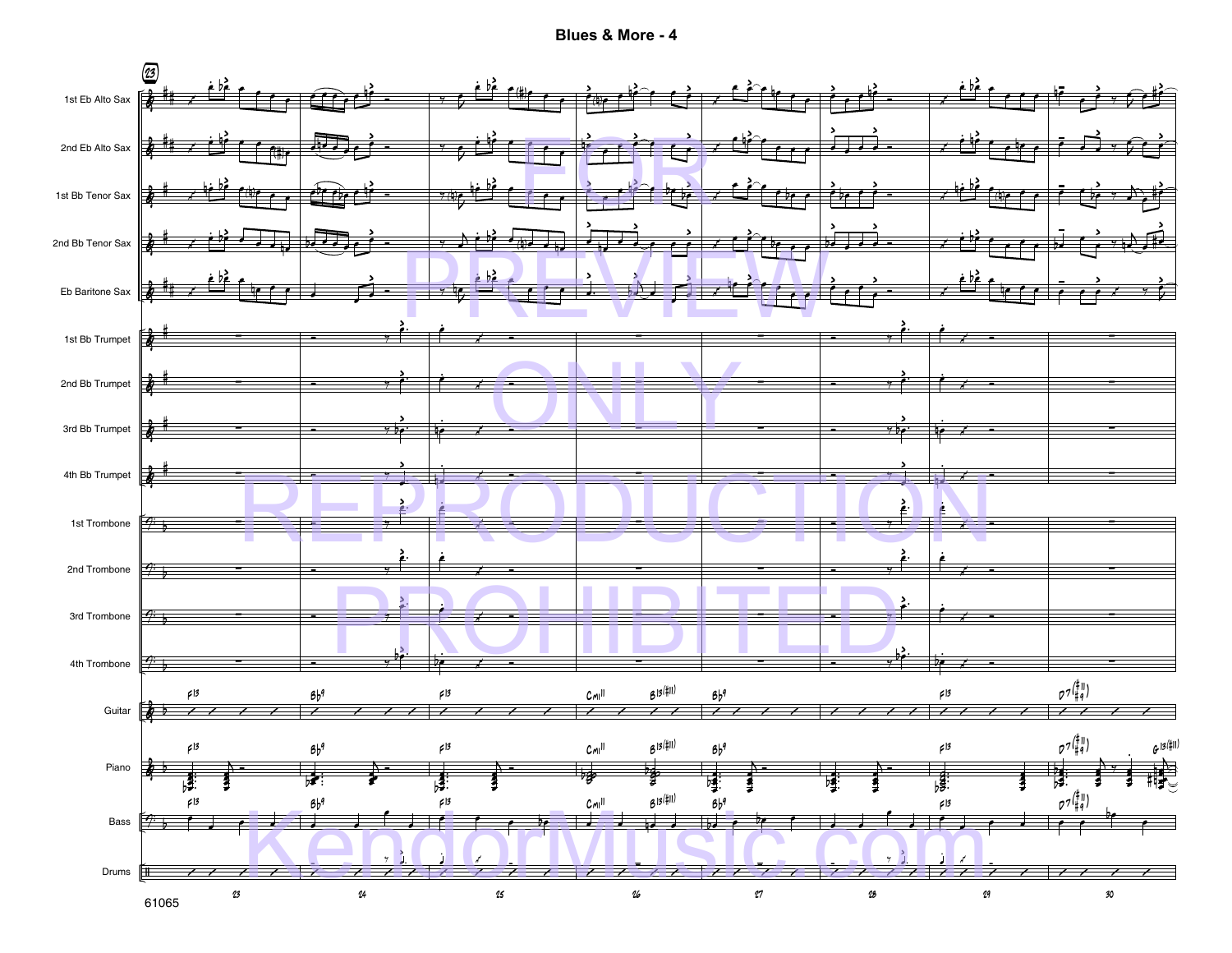# Blues & More - 4

23

1st Eb Alto Sax

2nd Eb Alto Sax

1st Bb Tenor Sax

2nd Bb Tenor Sax

Eb Baritone Sax

1st Bb Trumpet

2nd Bb Trumpet

3rd Bb Trumpet

4th Bb Trumpet

1st Trombone

2nd Trombone

3rd Trombone

4th Trombone

Guitar

Piano

Bass

Drums

F13 | Bb9 | F13 | Cmi11 B13(#11) | Bb9 | | F13 | D7(#11 #9) G13(#11)

23 24 25 26 27 28 29 30

FOR PREVIEW ONLY REPRODUCTION PROHIBITED

KendorMusic.com

61065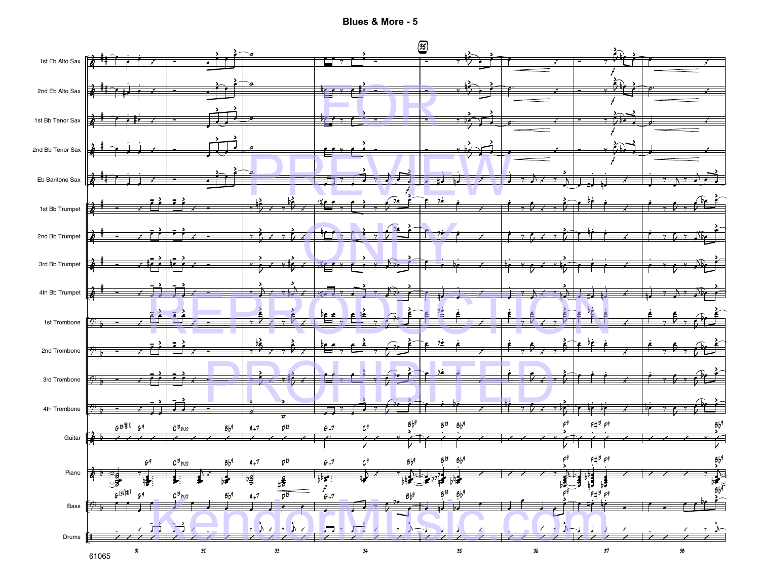# Blues & More - 5

1st Eb Alto Sax

2nd Eb Alto Sax

1st Bb Tenor Sax

2nd Bb Tenor Sax

Eb Baritone Sax

1st Bb Trumpet

2nd Bb Trumpet

3rd Bb Trumpet

4th Bb Trumpet

1st Trombone

2nd Trombone

3rd Trombone

4th Trombone

Guitar

Piano

Bass

Drums

35

G13(#11) G9 C13sus Bb9 A+7 D13 G+7 C9 Bb9 B13 Bb9 F9 F#13 F9 Bb9

31 32 33 34 35 36 37 38

61065

FOR PREVIEW ONLY REPRODUCTION PROHIBITED

KendorMusic.com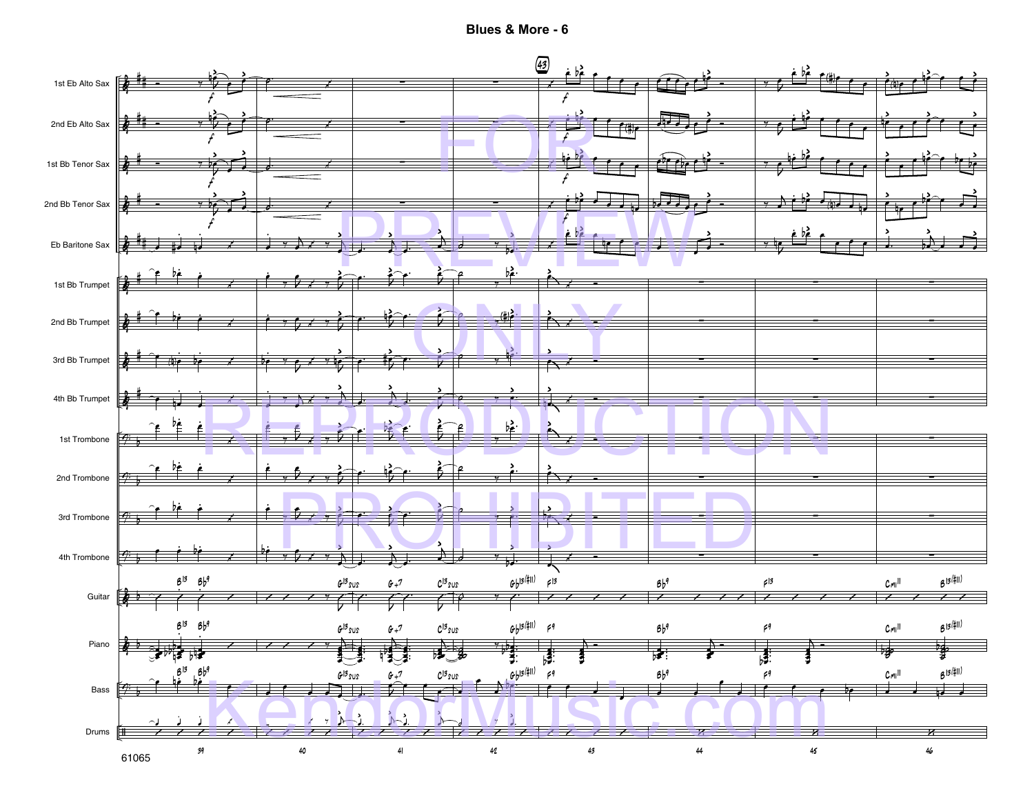# Blues & More - 6

1st Eb Alto Sax

2nd Eb Alto Sax

1st Bb Tenor Sax

2nd Bb Tenor Sax

Eb Baritone Sax

1st Bb Trumpet

2nd Bb Trumpet

3rd Bb Trumpet

4th Bb Trumpet

1st Trombone

2nd Trombone

3rd Trombone

4th Trombone

Guitar

Piano

Bass

Drums

43

FOR PREVIEW ONLY

REPRODUCTION PROHIBITED

KendorMusic.com

61065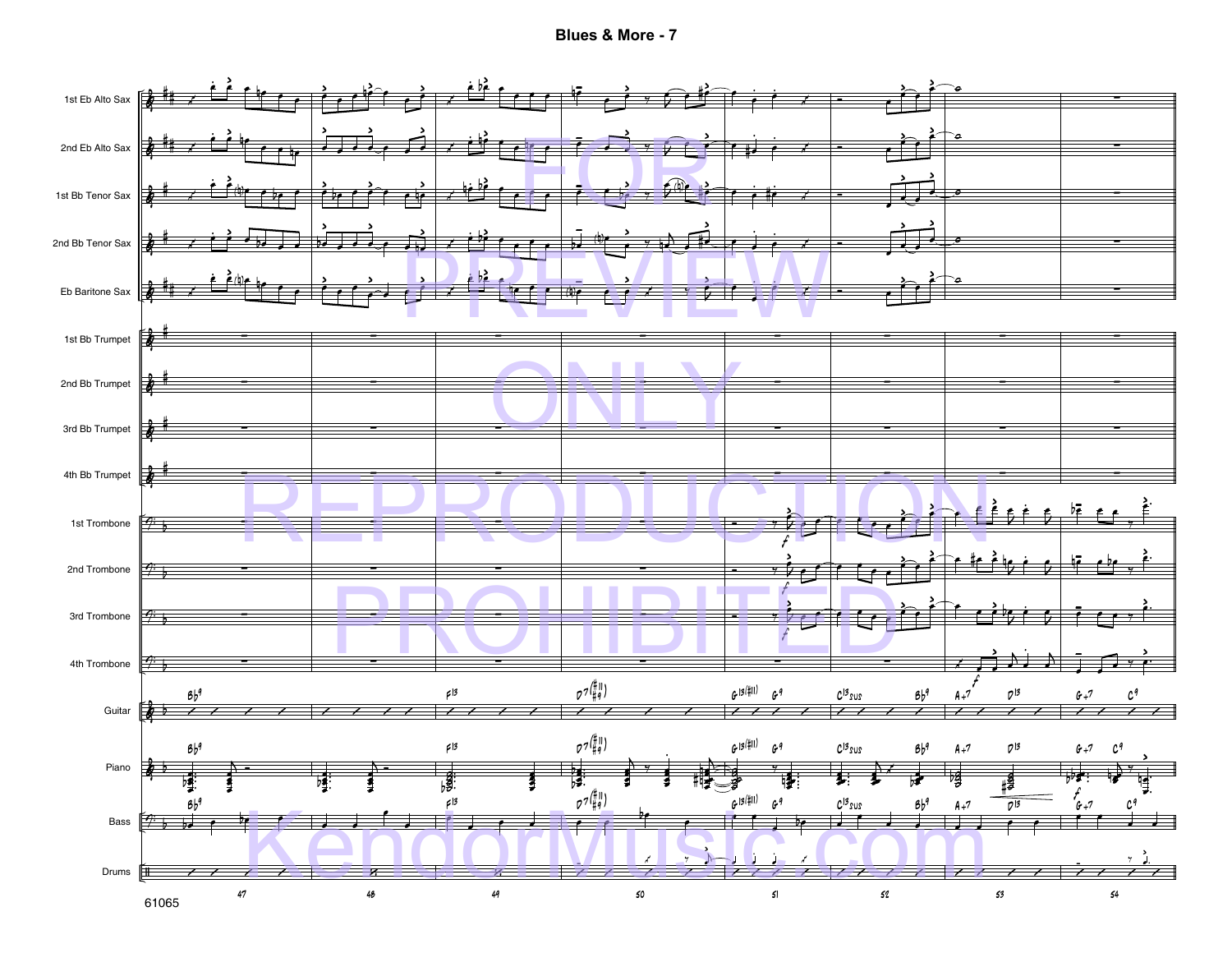# Blues & More - 7

1st Eb Alto Sax

2nd Eb Alto Sax

1st Bb Tenor Sax

2nd Bb Tenor Sax

Eb Baritone Sax

1st Bb Trumpet

2nd Bb Trumpet

3rd Bb Trumpet

4th Bb Trumpet

1st Trombone

2nd Trombone

3rd Trombone

4th Trombone

Guitar

Piano

Bass

Drums

Bb9 F13 D7(#11 #9) G13(#11) G9 C13sus Bb9 A+7 D13 G+7 C9

47 48 49 50 51 52 53 54

FOR PREVIEW ONLY

REPRODUCTION PROHIBITED

KendorMusic.com

61065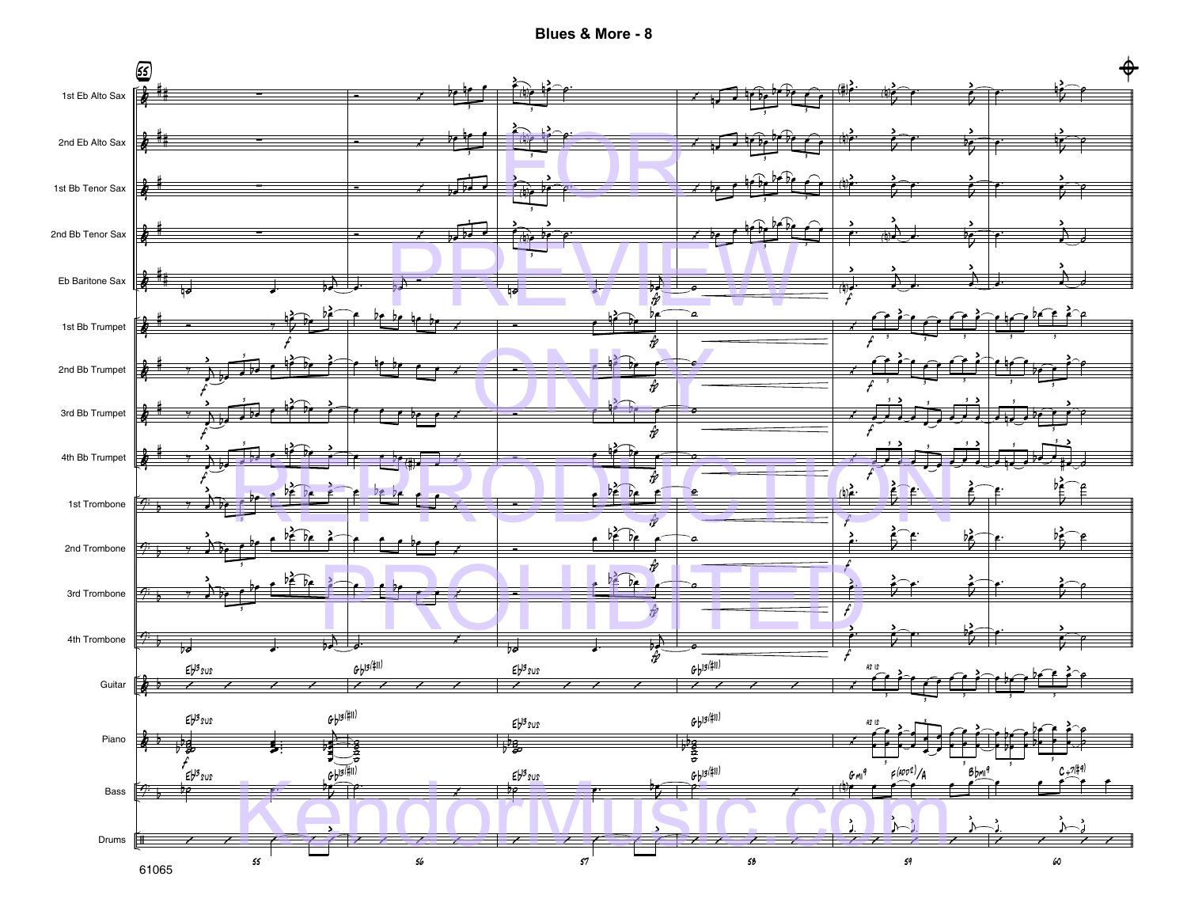# Blues & More - 8

55

1st Eb Alto Sax

2nd Eb Alto Sax

1st Bb Tenor Sax

2nd Bb Tenor Sax

Eb Baritone Sax

1st Bb Trumpet

2nd Bb Trumpet

3rd Bb Trumpet

4th Bb Trumpet

1st Trombone

2nd Trombone

3rd Trombone

4th Trombone

Guitar

Piano

Bass

Drums

FOR PREVIEW ONLY

REPRODUCTION PROHIBITED

KendorMusic.com

61065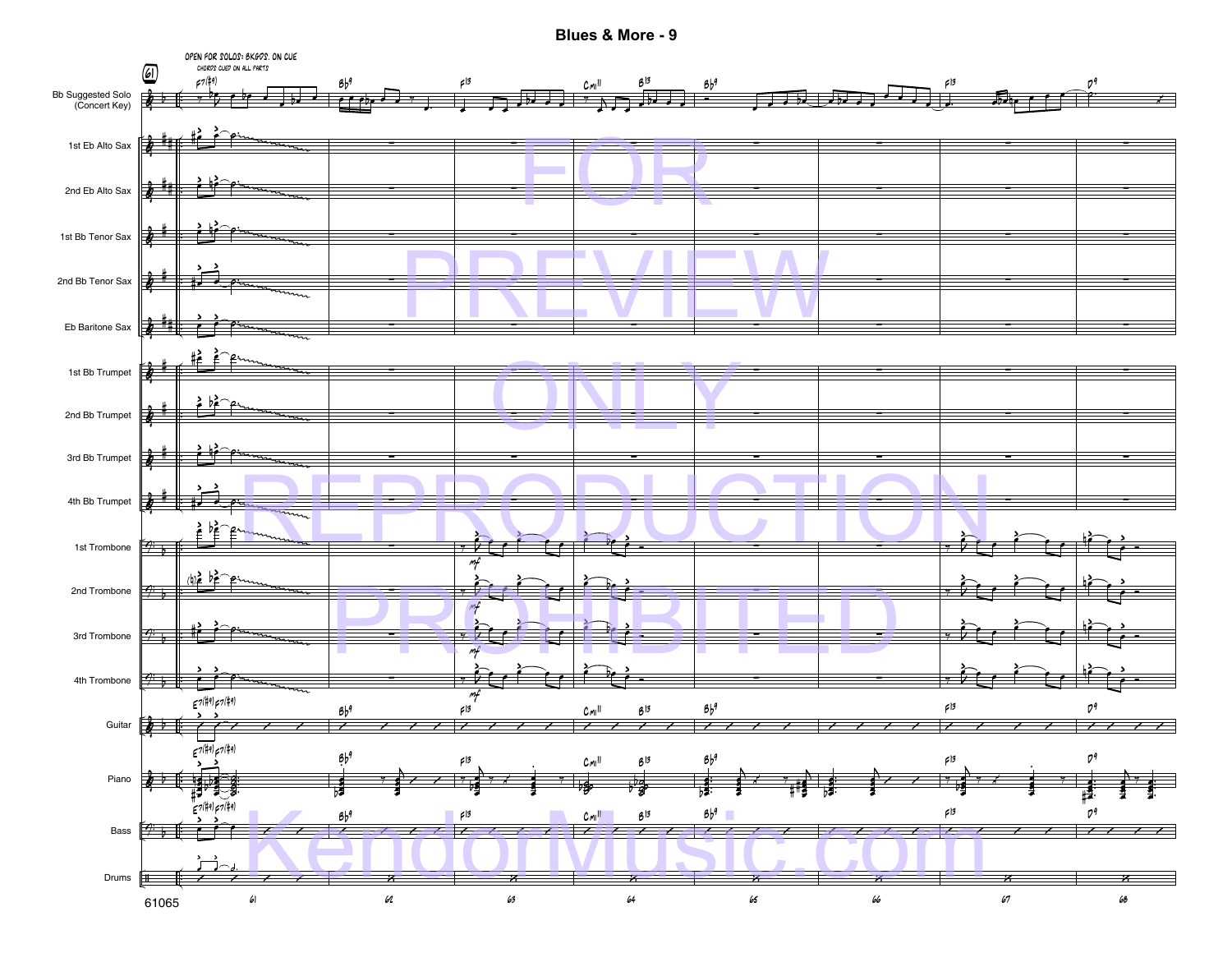# Blues & More - 9

OPEN FOR SOLOS: BKGDS. ON CUE
CHORDS CUED ON ALL PARTS

61

Bb Suggested Solo (Concert Key)
1st Eb Alto Sax
2nd Eb Alto Sax
1st Bb Tenor Sax
2nd Bb Tenor Sax
Eb Baritone Sax
1st Bb Trumpet
2nd Bb Trumpet
3rd Bb Trumpet
4th Bb Trumpet
1st Trombone
2nd Trombone
3rd Trombone
4th Trombone
Guitar
Piano
Bass
Drums

E7(#9) Bb9 F13 Cm11 B13 Bb9 F13 D9

mf

FOR PREVIEW ONLY
REPRODUCTION PROHIBITED
KendorMusic.com

61 62 63 64 65 66 67 68

61065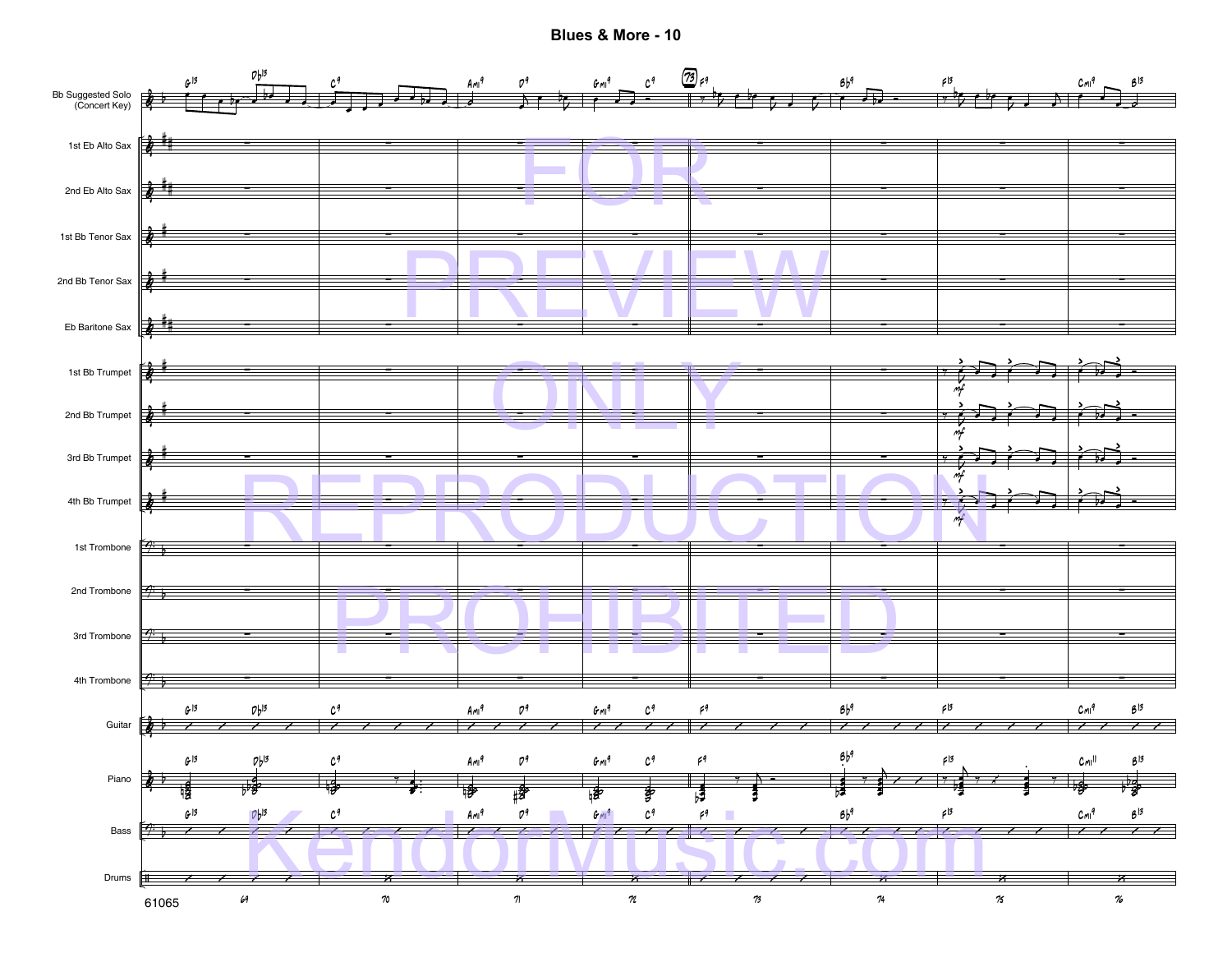Bb Suggested Solo (Concert Key)

1st Eb Alto Sax

2nd Eb Alto Sax

1st Bb Tenor Sax

2nd Bb Tenor Sax

Eb Baritone Sax

1st Bb Trumpet

2nd Bb Trumpet

3rd Bb Trumpet

4th Bb Trumpet

1st Trombone

2nd Trombone

3rd Trombone

4th Trombone

Guitar

Piano

Bass

Drums

G13 Db13 | C9 | Ami9 D9 | Gmi9 C9 | 73 F9 | Bb9 | F13 | Cmi9 B13

mf

61065

69 70 71 72 73 74 75 76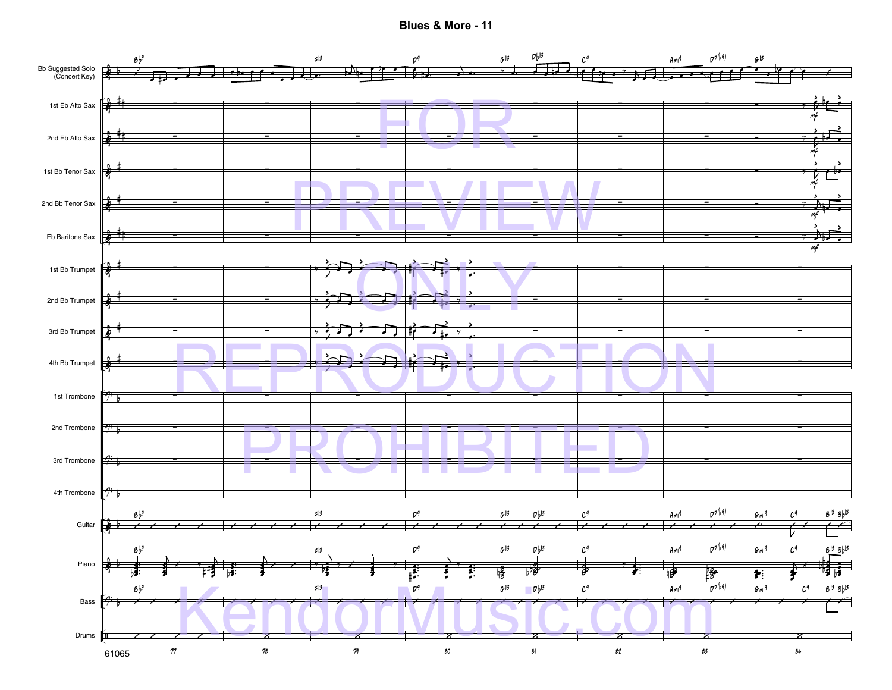# Blues & More - 11

Bb Suggested Solo (Concert Key)

1st Eb Alto Sax

2nd Eb Alto Sax

1st Bb Tenor Sax

2nd Bb Tenor Sax

Eb Baritone Sax

1st Bb Trumpet

2nd Bb Trumpet

3rd Bb Trumpet

4th Bb Trumpet

1st Trombone

2nd Trombone

3rd Trombone

4th Trombone

Guitar

Piano

Bass

Drums

FOR PREVIEW ONLY
REPRODUCTION PROHIBITED
KendorMusic.com

61065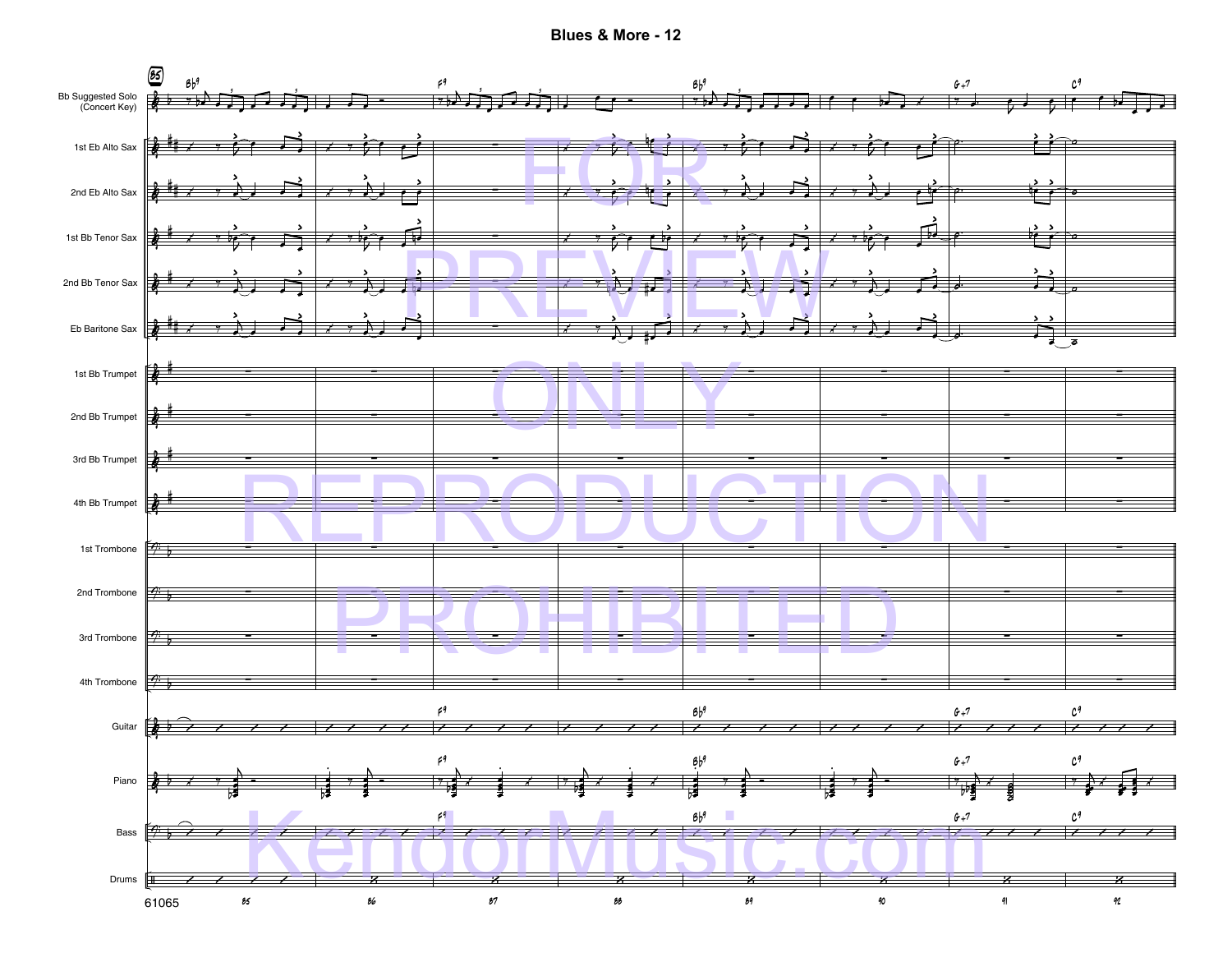# Blues & More - 12

Bb Suggested Solo (Concert Key)

1st Eb Alto Sax

2nd Eb Alto Sax

1st Bb Tenor Sax

2nd Bb Tenor Sax

Eb Baritone Sax

1st Bb Trumpet

2nd Bb Trumpet

3rd Bb Trumpet

4th Bb Trumpet

1st Trombone

2nd Trombone

3rd Trombone

4th Trombone

Guitar

Piano

Bass

Drums

FOR PREVIEW ONLY REPRODUCTION PROHIBITED

KendorMusic.com

61065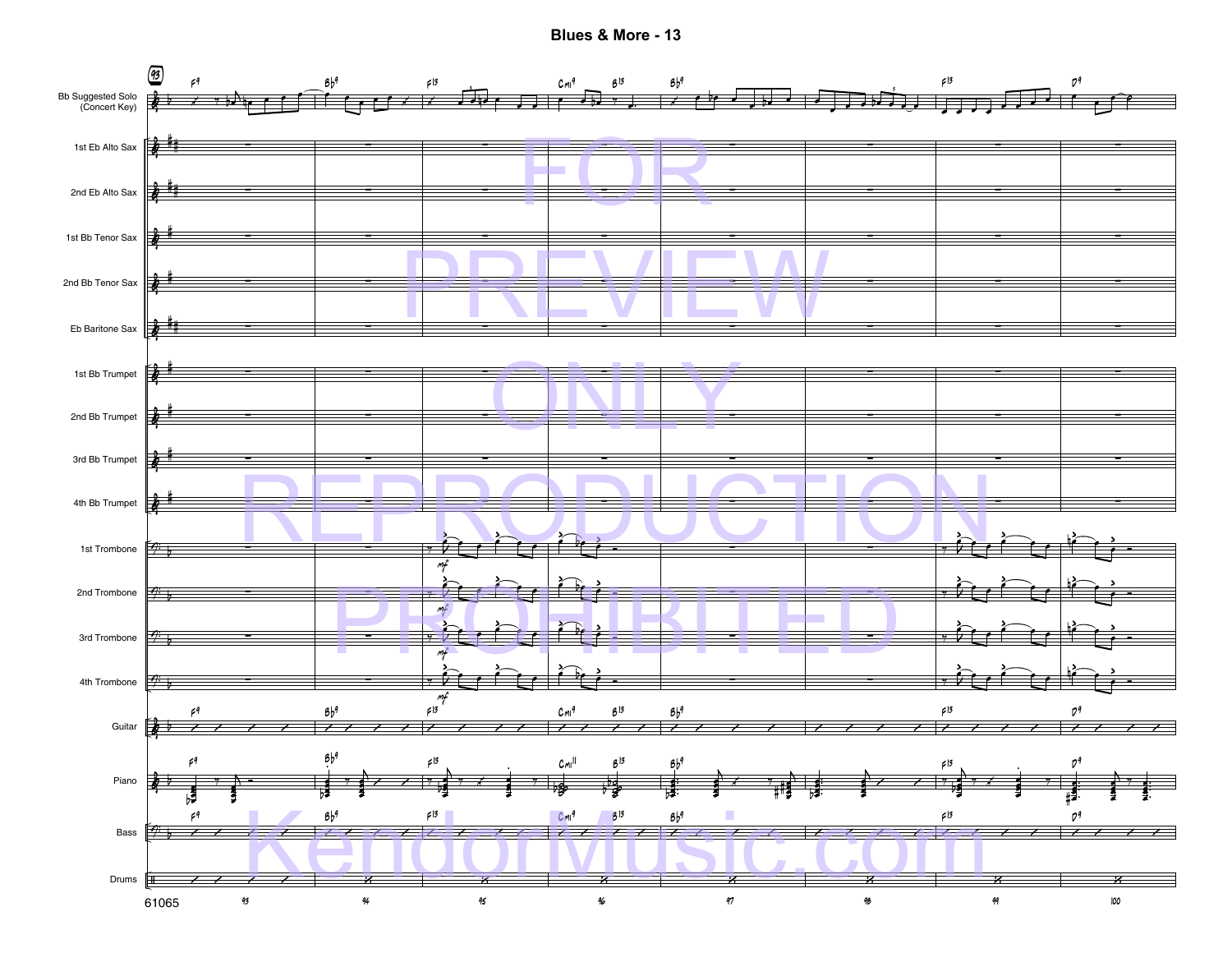Blues & More - 13

93

Bb Suggested Solo (Concert Key)

1st Eb Alto Sax

2nd Eb Alto Sax

1st Bb Tenor Sax

2nd Bb Tenor Sax

Eb Baritone Sax

1st Bb Trumpet

2nd Bb Trumpet

3rd Bb Trumpet

4th Bb Trumpet

1st Trombone

2nd Trombone

3rd Trombone

4th Trombone

Guitar

Piano

Bass

Drums

F9 Bb9 F13 Cmi9 B13 Bb9 F13 D9

FOR PREVIEW ONLY REPRODUCTION PROHIBITED

KendorMusic.com

61065

93 94 95 96 97 98 99 100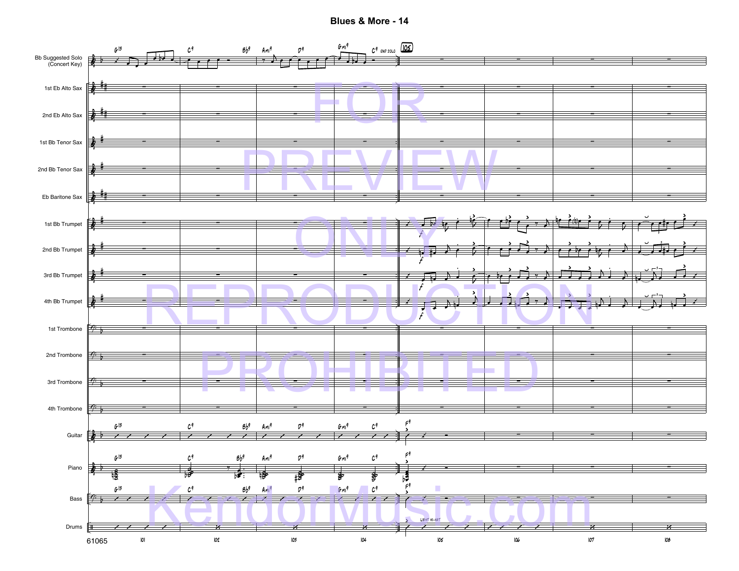# Blues & More - 14

Bb Suggested Solo (Concert Key)

1st Eb Alto Sax

2nd Eb Alto Sax

1st Bb Tenor Sax

2nd Bb Tenor Sax

Eb Baritone Sax

1st Bb Trumpet

2nd Bb Trumpet

3rd Bb Trumpet

4th Bb Trumpet

1st Trombone

2nd Trombone

3rd Trombone

4th Trombone

Guitar

Piano

Bass

Drums

G13 C9 Bb9 Ami9 D9 Gmi9 C9 END SOLO 105 F9

LIGHT HI-HAT

FOR PREVIEW ONLY REPRODUCTION PROHIBITED

KendorMusic.com

61065

101 102 103 104 105 106 107 108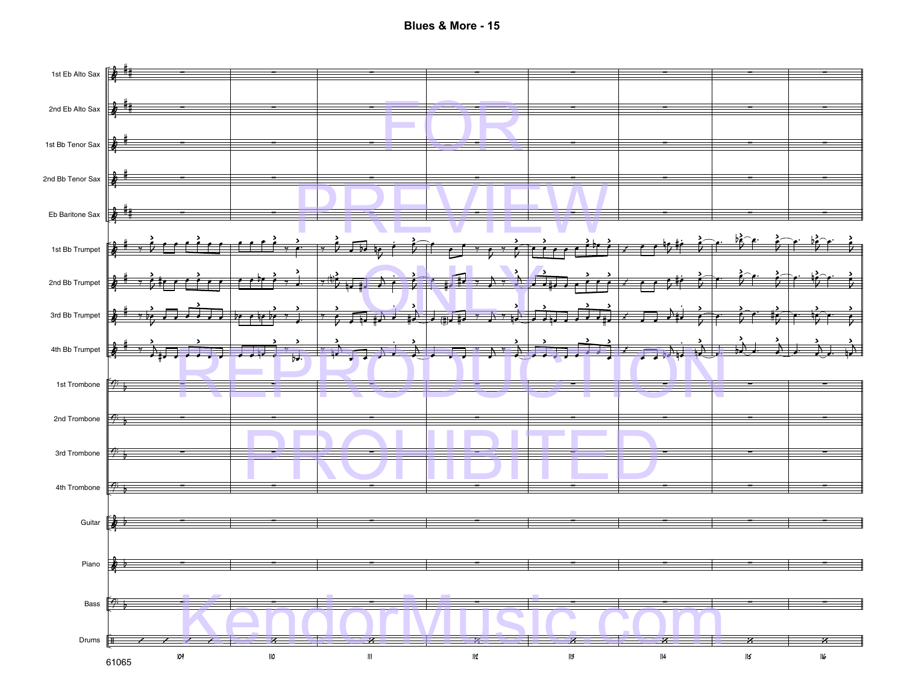# Blues & More - 15

1st Eb Alto Sax

2nd Eb Alto Sax

1st Bb Tenor Sax

2nd Bb Tenor Sax

Eb Baritone Sax

1st Bb Trumpet

2nd Bb Trumpet

3rd Bb Trumpet

4th Bb Trumpet

1st Trombone

2nd Trombone

3rd Trombone

4th Trombone

Guitar

Piano

Bass

Drums

109 110 111 112 113 114 115 116

FOR PREVIEW ONLY REPRODUCTION PROHIBITED

KendorMusic.com

61065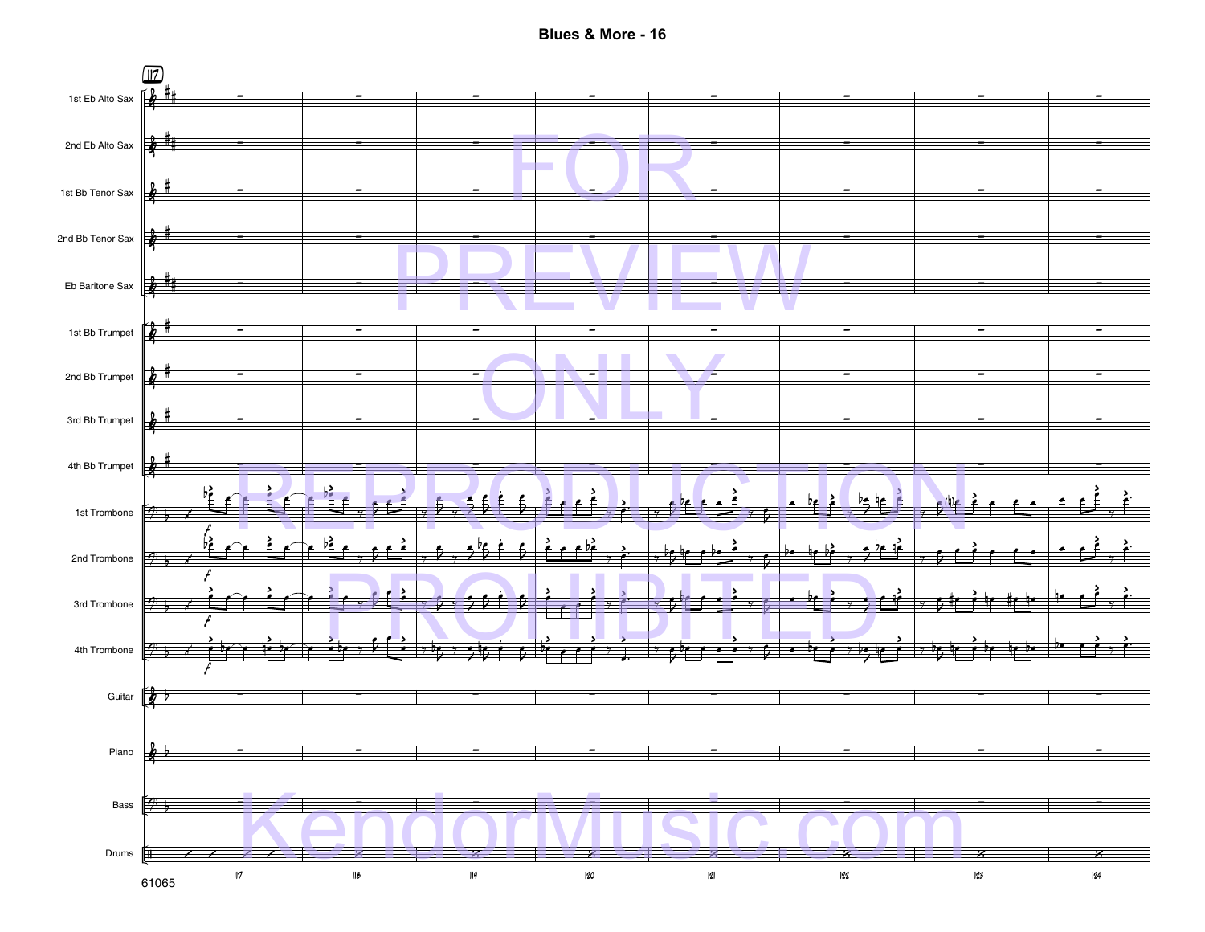# Blues & More - 16

117

1st Eb Alto Sax
2nd Eb Alto Sax
1st Bb Tenor Sax
2nd Bb Tenor Sax
Eb Baritone Sax
1st Bb Trumpet
2nd Bb Trumpet
3rd Bb Trumpet
4th Bb Trumpet
1st Trombone
2nd Trombone
3rd Trombone
4th Trombone
Guitar
Piano
Bass
Drums

FOR PREVIEW ONLY REPRODUCTION PROHIBITED

KendorMusic.com

117 118 119 120 121 122 123 124

61065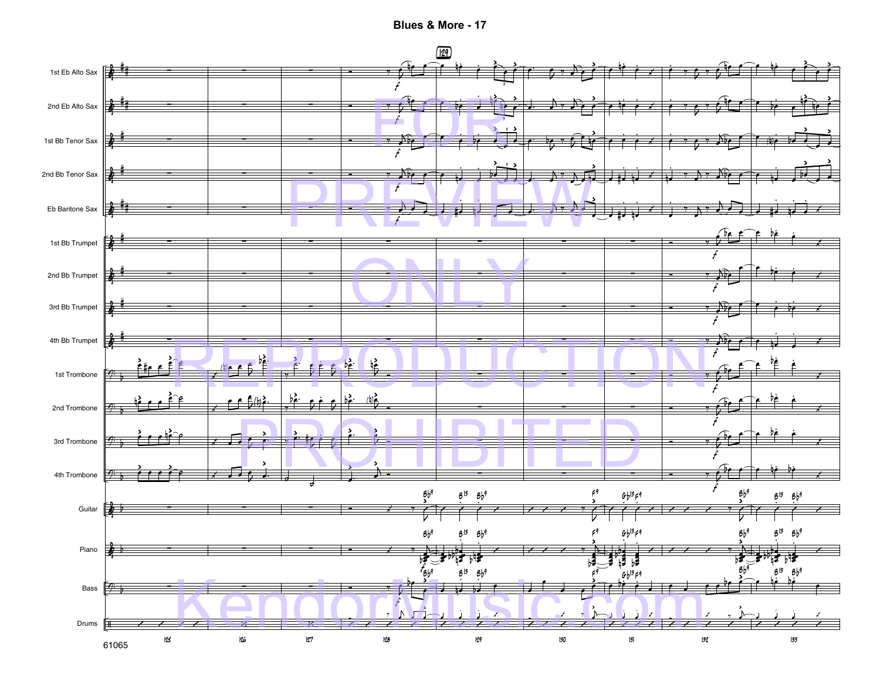Blues & More - 17

129

1st Eb Alto Sax

2nd Eb Alto Sax

1st Bb Tenor Sax

2nd Bb Tenor Sax

Eb Baritone Sax

1st Bb Trumpet

2nd Bb Trumpet

3rd Bb Trumpet

4th Bb Trumpet

1st Trombone

2nd Trombone

3rd Trombone

4th Trombone

Guitar

Piano

Bass

Drums

FOR PREVIEW ONLY

REPRODUCTION PROHIBITED

KendorMusic.com

61065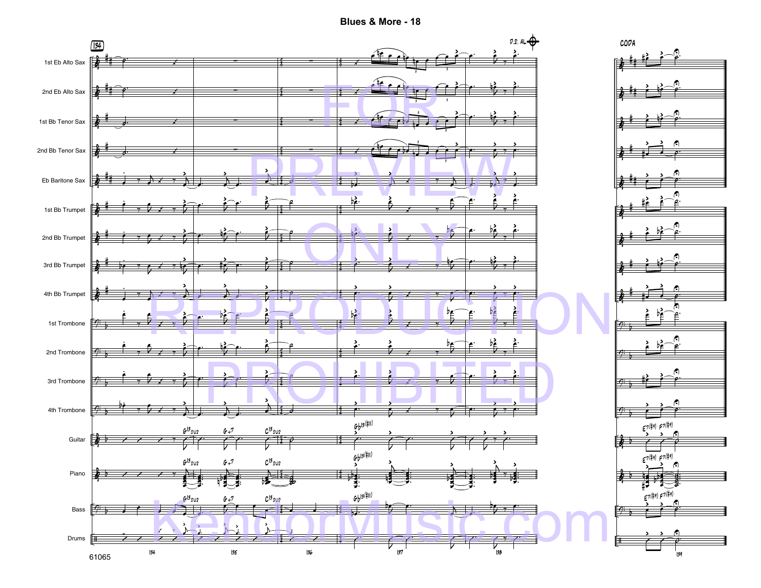# Blues & More - 18

134

D.S. AL ⊕

CODA

1st Eb Alto Sax

2nd Eb Alto Sax

1st Bb Tenor Sax

2nd Bb Tenor Sax

Eb Baritone Sax

1st Bb Trumpet

2nd Bb Trumpet

3rd Bb Trumpet

4th Bb Trumpet

1st Trombone

2nd Trombone

3rd Trombone

4th Trombone

Guitar

Piano

Bass

Drums

G13sus G+7 C13sus Gb13(#11) E7(#9) F7(#9)

134 135 136 137 138 139

FOR PREVIEW ONLY

REPRODUCTION PROHIBITED

KendorMusic.com

61065